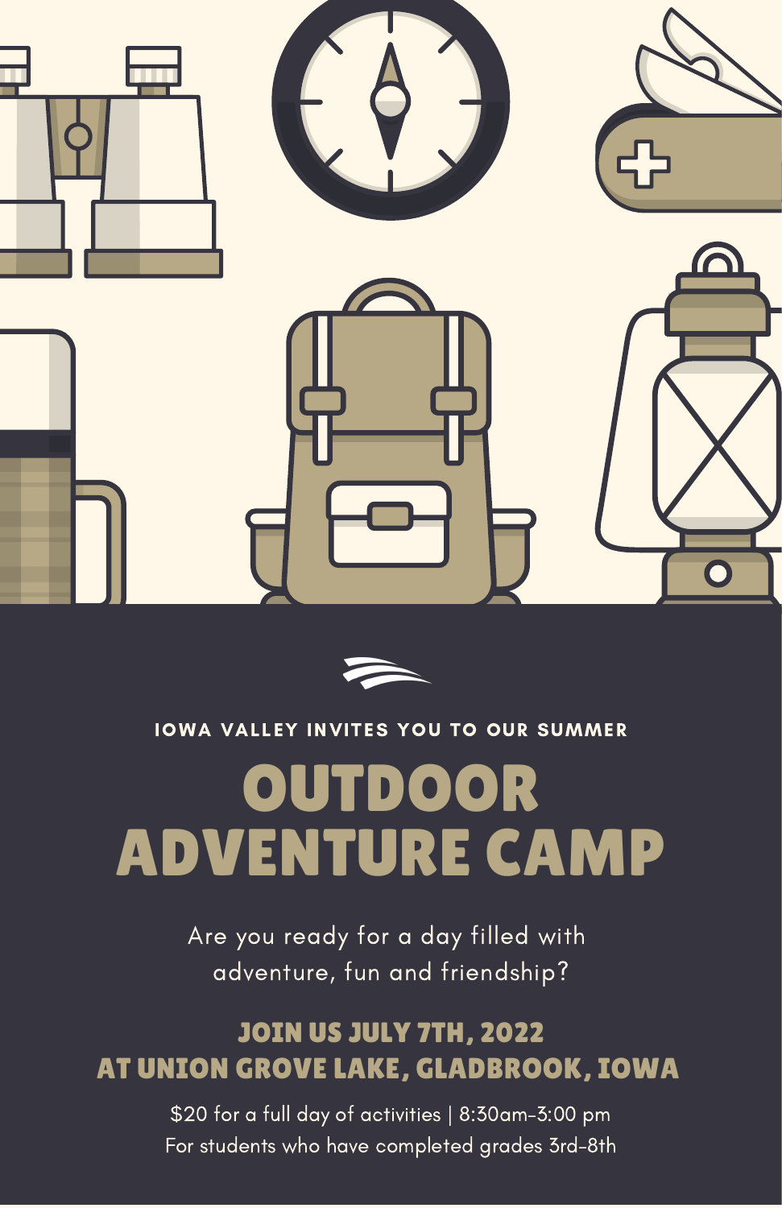IOWA VALLEY INVITES YOU TO OUR SUMMER

# OUTDOOR ADVENTURE CAMP

Are you ready for a day filled with adventure, fun and friendship?

## JOIN US JULY 7TH, 2022 AT UNION GROVE LAKE, GLADBROOK, IOWA

$20 for a full day of activities | 8:30am-3:00 pm
For students who have completed grades 3rd-8th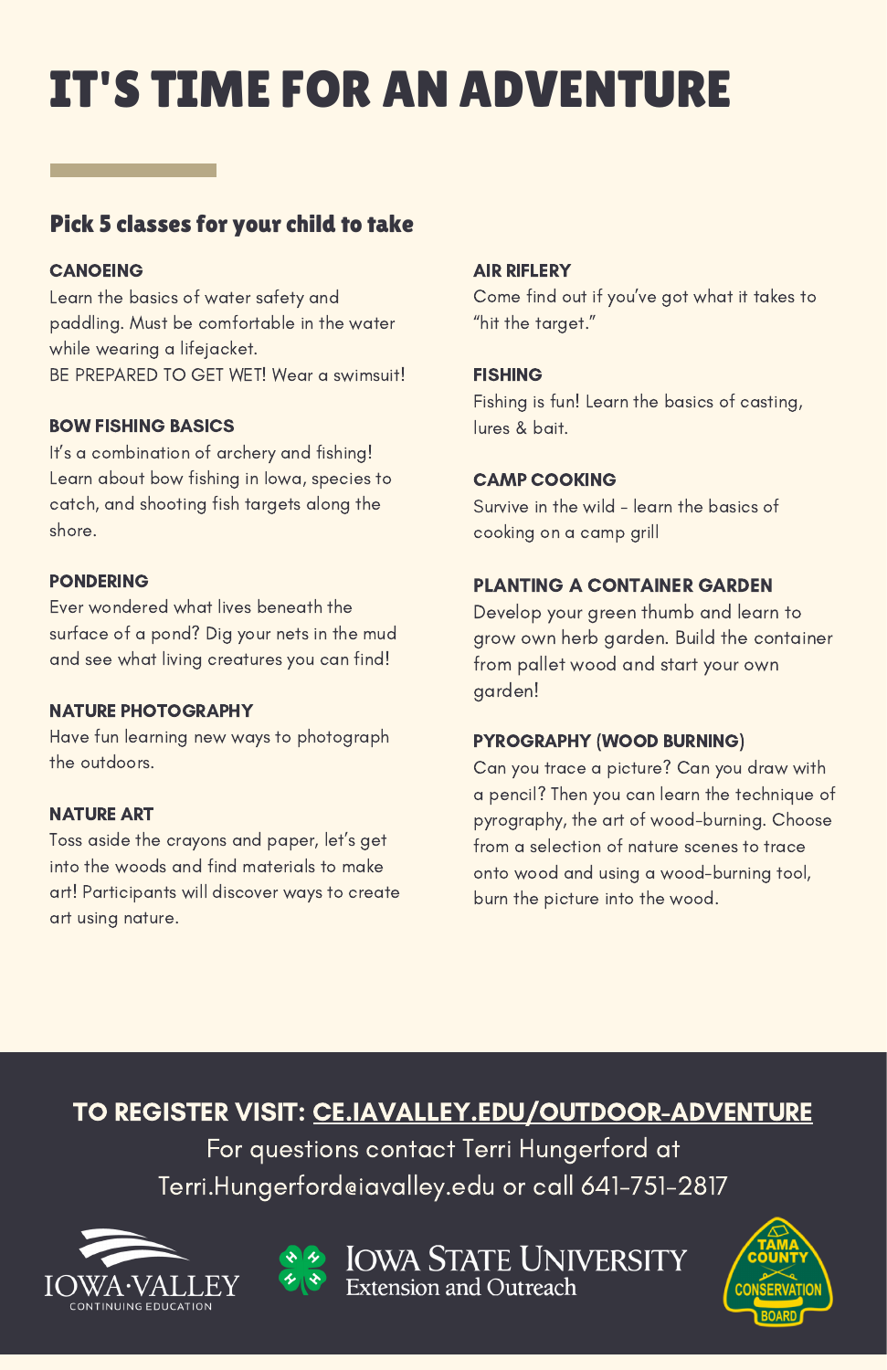# IT'S TIME FOR AN ADVENTURE

## Pick 5 classes for your child to take

**CANOEING**
Learn the basics of water safety and paddling. Must be comfortable in the water while wearing a lifejacket.
BE PREPARED TO GET WET! Wear a swimsuit!

**BOW FISHING BASICS**
It's a combination of archery and fishing! Learn about bow fishing in Iowa, species to catch, and shooting fish targets along the shore.

**PONDERING**
Ever wondered what lives beneath the surface of a pond? Dig your nets in the mud and see what living creatures you can find!

**NATURE PHOTOGRAPHY**
Have fun learning new ways to photograph the outdoors.

**NATURE ART**
Toss aside the crayons and paper, let's get into the woods and find materials to make art! Participants will discover ways to create art using nature.

**AIR RIFLERY**
Come find out if you've got what it takes to "hit the target."

**FISHING**
Fishing is fun! Learn the basics of casting, lures & bait.

**CAMP COOKING**
Survive in the wild - learn the basics of cooking on a camp grill

**PLANTING A CONTAINER GARDEN**
Develop your green thumb and learn to grow own herb garden. Build the container from pallet wood and start your own garden!

**PYROGRAPHY (WOOD BURNING)**
Can you trace a picture? Can you draw with a pencil? Then you can learn the technique of pyrography, the art of wood-burning. Choose from a selection of nature scenes to trace onto wood and using a wood-burning tool, burn the picture into the wood.

**TO REGISTER VISIT: CE.IAVALLEY.EDU/OUTDOOR-ADVENTURE**

For questions contact Terri Hungerford at Terri.Hungerford@iavalley.edu or call 641-751-2817

IOWA·VALLEY CONTINUING EDUCATION

IOWA STATE UNIVERSITY Extension and Outreach

TAMA COUNTY CONSERVATION BOARD